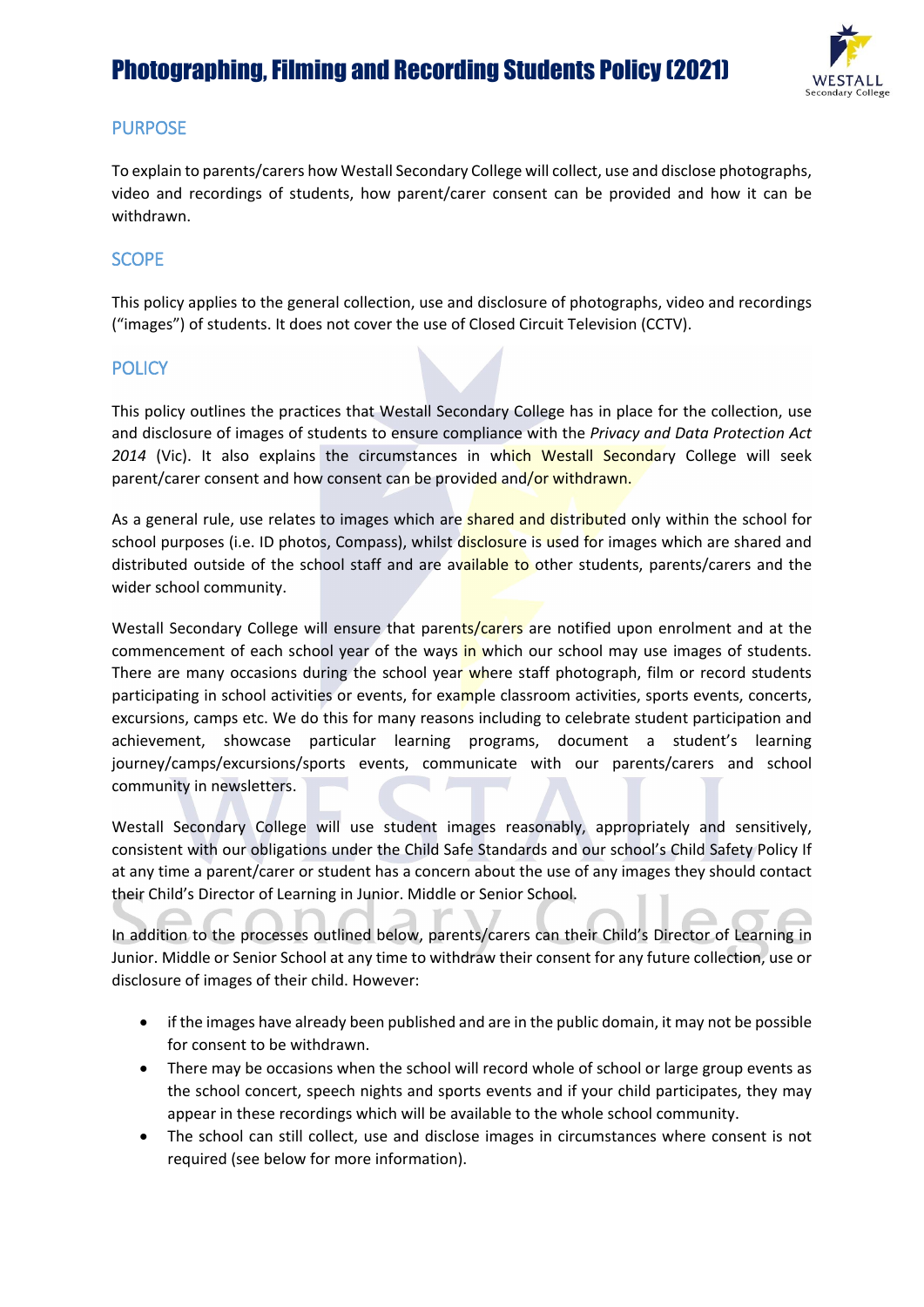# Photographing, Filming and Recording Students Policy (2021)

## PURPOSE

To explain to parents/carers how Westall Secondary College will collect, use and disclose photographs, video and recordings of students, how parent/carer consent can be provided and how it can be withdrawn.

## SCOPE

This policy applies to the general collection, use and disclosure of photographs, video and recordings ("images") of students. It does not cover the use of Closed Circuit Television (CCTV).

## POLICY

This policy outlines the practices that Westall Secondary College has in place for the collection, use and disclosure of images of students to ensure compliance with the *Privacy and Data Protection Act 2014* (Vic). It also explains the circumstances in which Westall Secondary College will seek parent/carer consent and how consent can be provided and/or withdrawn.

As a general rule, use relates to images which are shared and distributed only within the school for school purposes (i.e. ID photos, Compass), whilst disclosure is used for images which are shared and distributed outside of the school staff and are available to other students, parents/carers and the wider school community.

Westall Secondary College will ensure that parents/carers are notified upon enrolment and at the commencement of each school year of the ways in which our school may use images of students. There are many occasions during the school year where staff photograph, film or record students participating in school activities or events, for example classroom activities, sports events, concerts, excursions, camps etc. We do this for many reasons including to celebrate student participation and achievement, showcase particular learning programs, document a student's learning journey/camps/excursions/sports events, communicate with our parents/carers and school community in newsletters.

Westall Secondary College will use student images reasonably, appropriately and sensitively, consistent with our obligations under the Child Safe Standards and our school's Child Safety Policy If at any time a parent/carer or student has a concern about the use of any images they should contact their Child's Director of Learning in Junior. Middle or Senior School.

In addition to the processes outlined below, parents/carers can their Child's Director of Learning in Junior. Middle or Senior School at any time to withdraw their consent for any future collection, use or disclosure of images of their child. However:

- if the images have already been published and are in the public domain, it may not be possible for consent to be withdrawn.
- There may be occasions when the school will record whole of school or large group events as the school concert, speech nights and sports events and if your child participates, they may appear in these recordings which will be available to the whole school community.
- The school can still collect, use and disclose images in circumstances where consent is not required (see below for more information).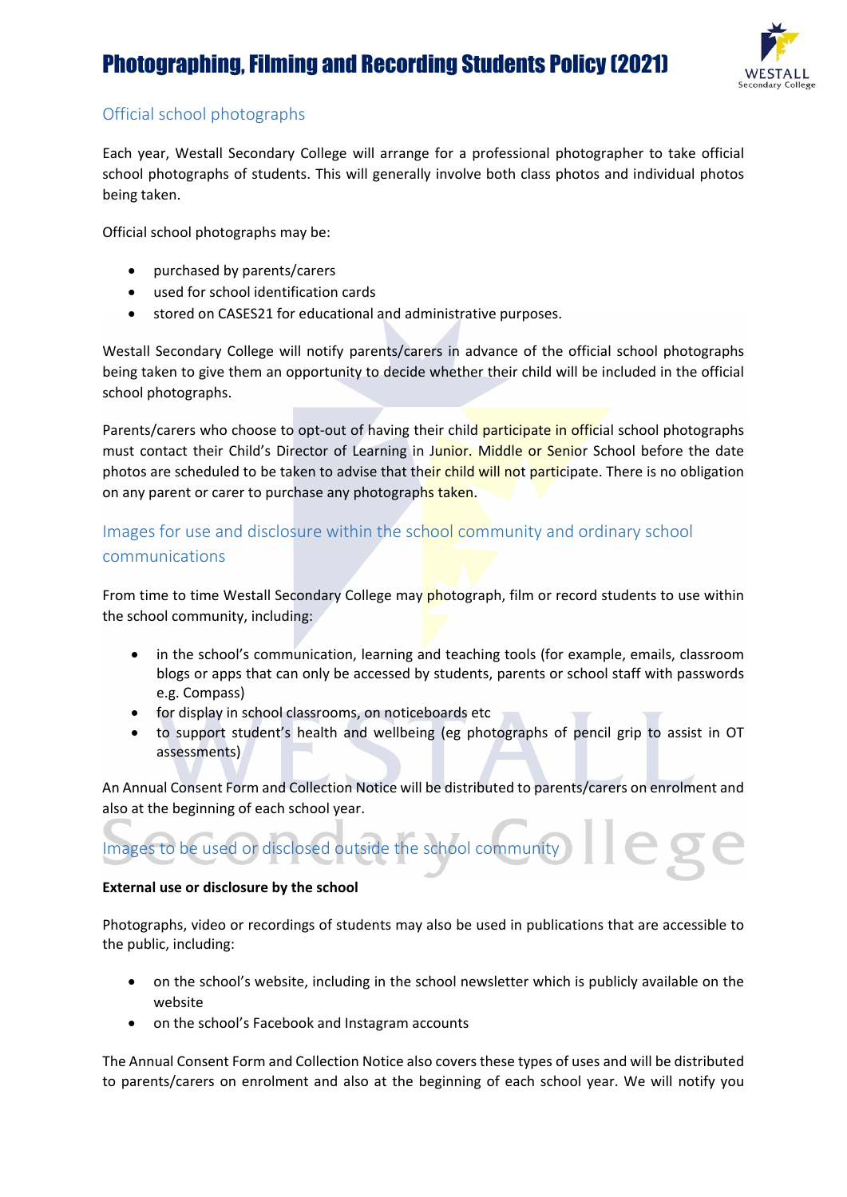## Official school photographs

Each year, Westall Secondary College will arrange for a professional photographer to take official school photographs of students. This will generally involve both class photos and individual photos being taken.

Official school photographs may be:

- purchased by parents/carers
- used for school identification cards
- stored on CASES21 for educational and administrative purposes.

Westall Secondary College will notify parents/carers in advance of the official school photographs being taken to give them an opportunity to decide whether their child will be included in the official school photographs.

Parents/carers who choose to opt-out of having their child participate in official school photographs must contact their Child's Director of Learning in Junior. Middle or Senior School before the date photos are scheduled to be taken to advise that their child will not participate. There is no obligation on any parent or carer to purchase any photographs taken.

## Images for use and disclosure within the school community and ordinary school communications

From time to time Westall Secondary College may photograph, film or record students to use within the school community, including:

- in the school's communication, learning and teaching tools (for example, emails, classroom blogs or apps that can only be accessed by students, parents or school staff with passwords e.g. Compass)
- for display in school classrooms, on noticeboards etc
- to support student's health and wellbeing (eg photographs of pencil grip to assist in OT assessments)

An Annual Consent Form and Collection Notice will be distributed to parents/carers on enrolment and also at the beginning of each school year.

## Images to be used or disclosed outside the school community

**External use or disclosure by the school**

Photographs, video or recordings of students may also be used in publications that are accessible to the public, including:

- on the school's website, including in the school newsletter which is publicly available on the website
- on the school's Facebook and Instagram accounts

The Annual Consent Form and Collection Notice also covers these types of uses and will be distributed to parents/carers on enrolment and also at the beginning of each school year. We will notify you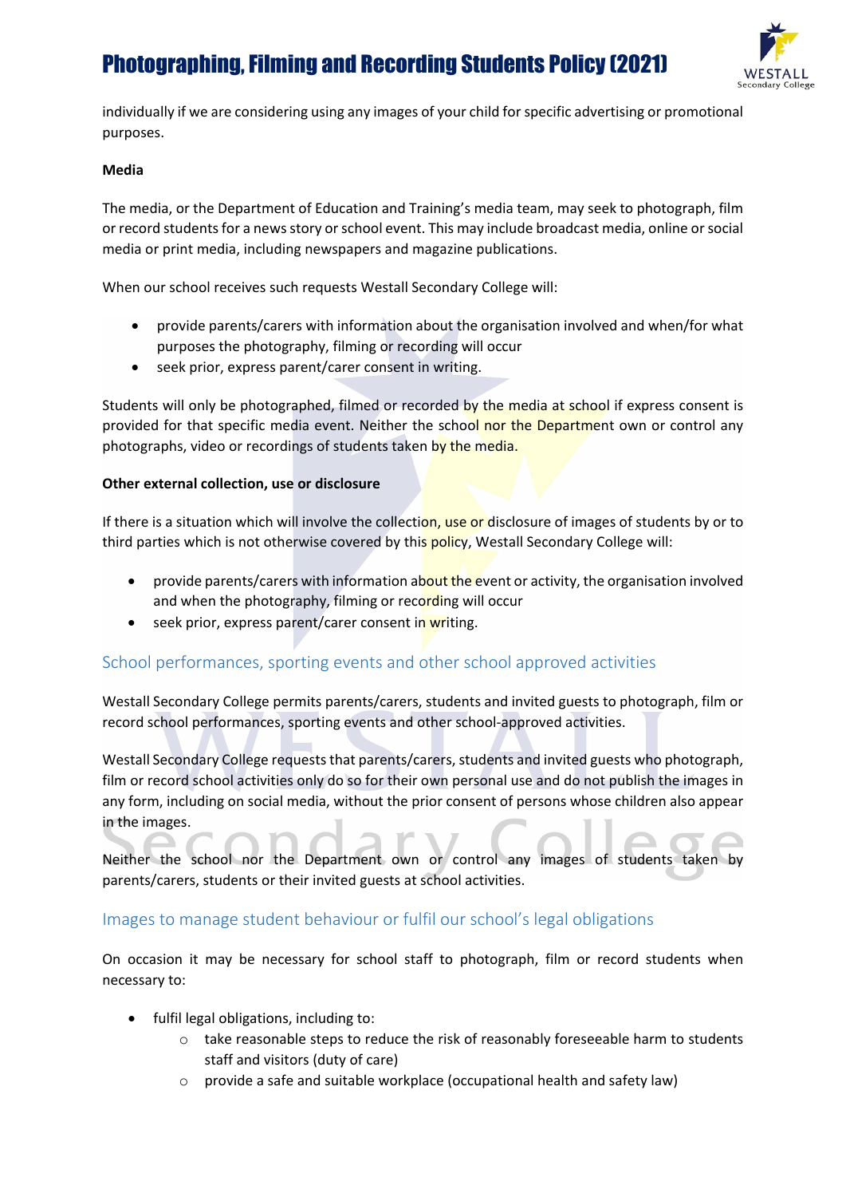individually if we are considering using any images of your child for specific advertising or promotional purposes.

**Media**

The media, or the Department of Education and Training's media team, may seek to photograph, film or record students for a news story or school event. This may include broadcast media, online or social media or print media, including newspapers and magazine publications.

When our school receives such requests Westall Secondary College will:

- provide parents/carers with information about the organisation involved and when/for what purposes the photography, filming or recording will occur
- seek prior, express parent/carer consent in writing.

Students will only be photographed, filmed or recorded by the media at school if express consent is provided for that specific media event. Neither the school nor the Department own or control any photographs, video or recordings of students taken by the media.

**Other external collection, use or disclosure**

If there is a situation which will involve the collection, use or disclosure of images of students by or to third parties which is not otherwise covered by this policy, Westall Secondary College will:

- provide parents/carers with information about the event or activity, the organisation involved and when the photography, filming or recording will occur
- seek prior, express parent/carer consent in writing.

## School performances, sporting events and other school approved activities

Westall Secondary College permits parents/carers, students and invited guests to photograph, film or record school performances, sporting events and other school-approved activities.

Westall Secondary College requests that parents/carers, students and invited guests who photograph, film or record school activities only do so for their own personal use and do not publish the images in any form, including on social media, without the prior consent of persons whose children also appear in the images.

Neither the school nor the Department own or control any images of students taken by parents/carers, students or their invited guests at school activities.

## Images to manage student behaviour or fulfil our school's legal obligations

On occasion it may be necessary for school staff to photograph, film or record students when necessary to:

- fulfil legal obligations, including to:
  - take reasonable steps to reduce the risk of reasonably foreseeable harm to students staff and visitors (duty of care)
  - provide a safe and suitable workplace (occupational health and safety law)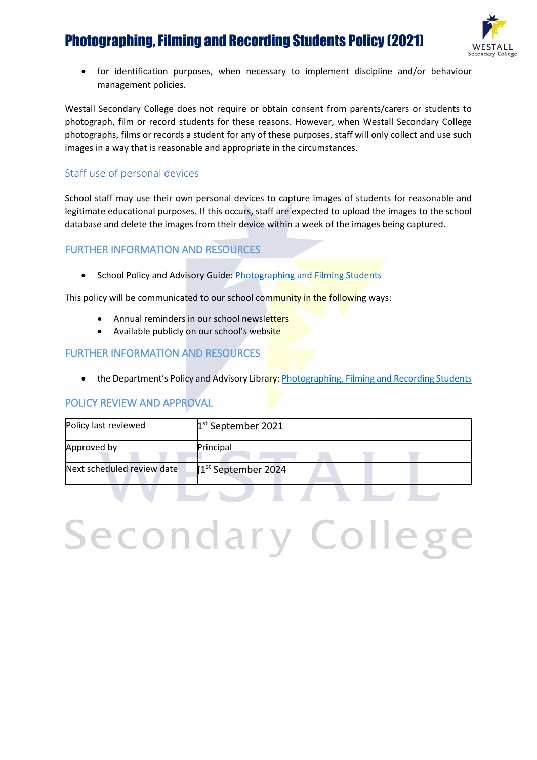- for identification purposes, when necessary to implement discipline and/or behaviour management policies.

Westall Secondary College does not require or obtain consent from parents/carers or students to photograph, film or record students for these reasons. However, when Westall Secondary College photographs, films or records a student for any of these purposes, staff will only collect and use such images in a way that is reasonable and appropriate in the circumstances.

### Staff use of personal devices

School staff may use their own personal devices to capture images of students for reasonable and legitimate educational purposes. If this occurs, staff are expected to upload the images to the school database and delete the images from their device within a week of the images being captured.

## FURTHER INFORMATION AND RESOURCES

- School Policy and Advisory Guide: Photographing and Filming Students

This policy will be communicated to our school community in the following ways:

- Annual reminders in our school newsletters
- Available publicly on our school's website

## FURTHER INFORMATION AND RESOURCES

- the Department's Policy and Advisory Library: Photographing, Filming and Recording Students

## POLICY REVIEW AND APPROVAL

| | |
|---|---|
| Policy last reviewed | 1st September 2021 |
| Approved by | Principal |
| Next scheduled review date | [1st September 2024 |